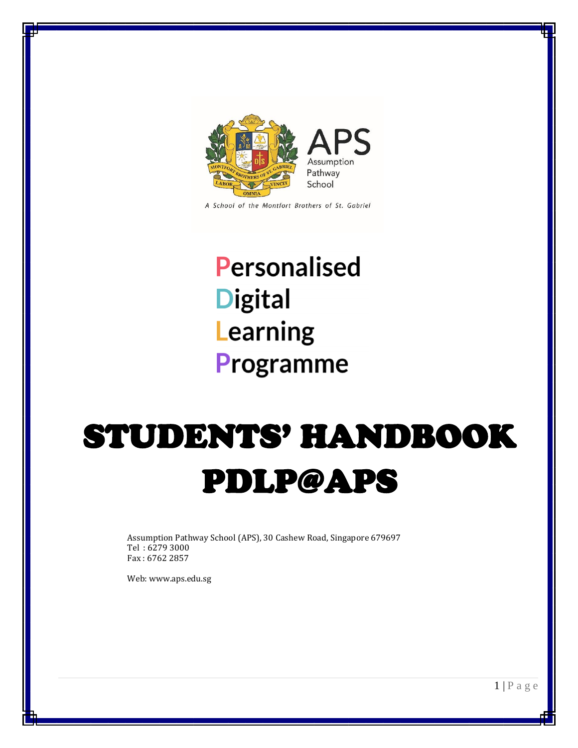APS
Assumption Pathway School

*A School of the Montfort Brothers of St. Gabriel*

**Personalised**
**Digital**
**Learning**
**Programme**

# STUDENTS' HANDBOOK PDLP@APS

Assumption Pathway School (APS), 30 Cashew Road, Singapore 679697
Tel : 6279 3000
Fax : 6762 2857

Web: www.aps.edu.sg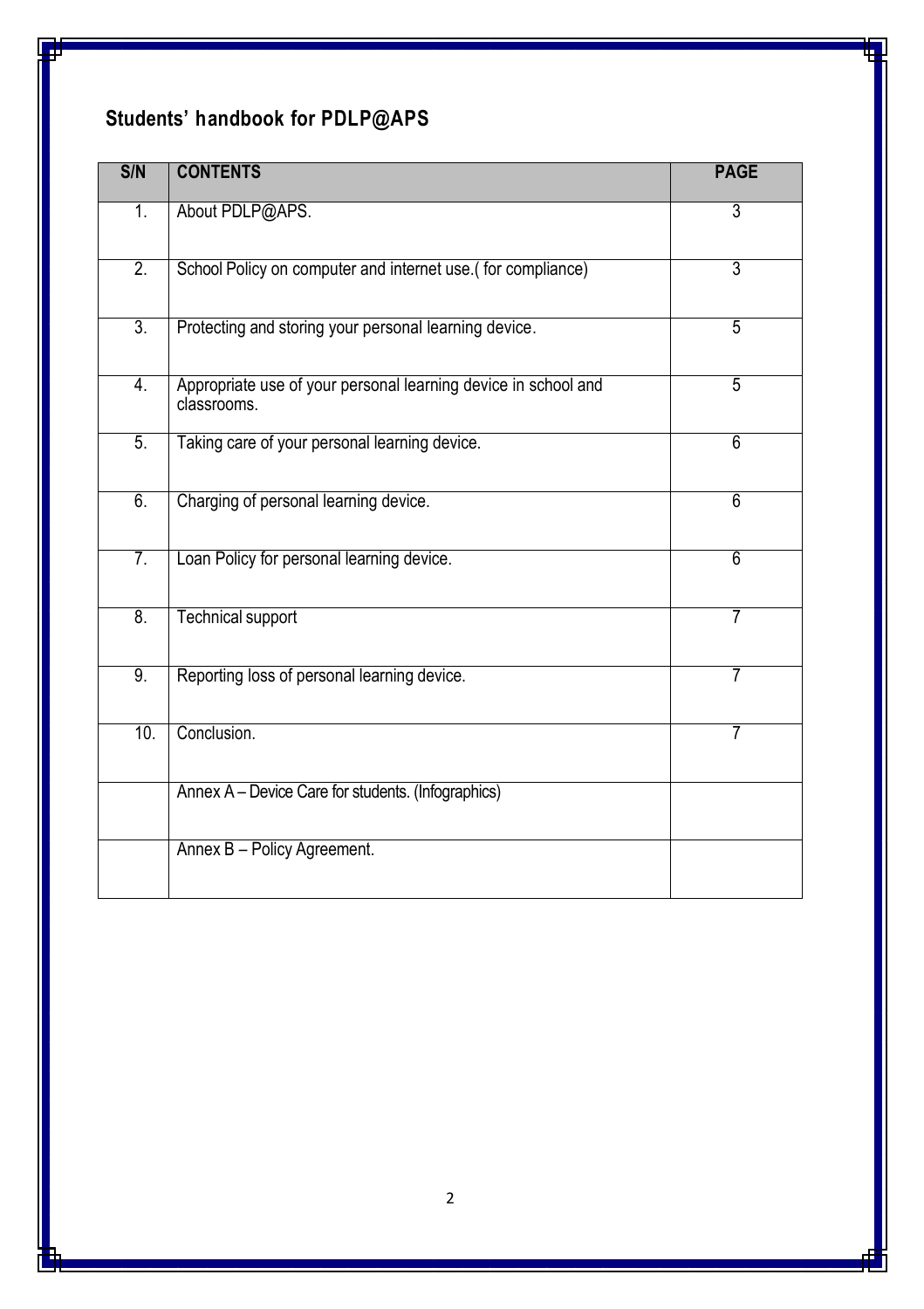## Students' handbook for PDLP@APS

| S/N | CONTENTS | PAGE |
|---|---|---|
| 1. | About PDLP@APS. | 3 |
| 2. | School Policy on computer and internet use.( for compliance) | 3 |
| 3. | Protecting and storing your personal learning device. | 5 |
| 4. | Appropriate use of your personal learning device in school and classrooms. | 5 |
| 5. | Taking care of your personal learning device. | 6 |
| 6. | Charging of personal learning device. | 6 |
| 7. | Loan Policy for personal learning device. | 6 |
| 8. | Technical support | 7 |
| 9. | Reporting loss of personal learning device. | 7 |
| 10. | Conclusion. | 7 |
| | Annex A – Device Care for students. (Infographics) | |
| | Annex B – Policy Agreement. | |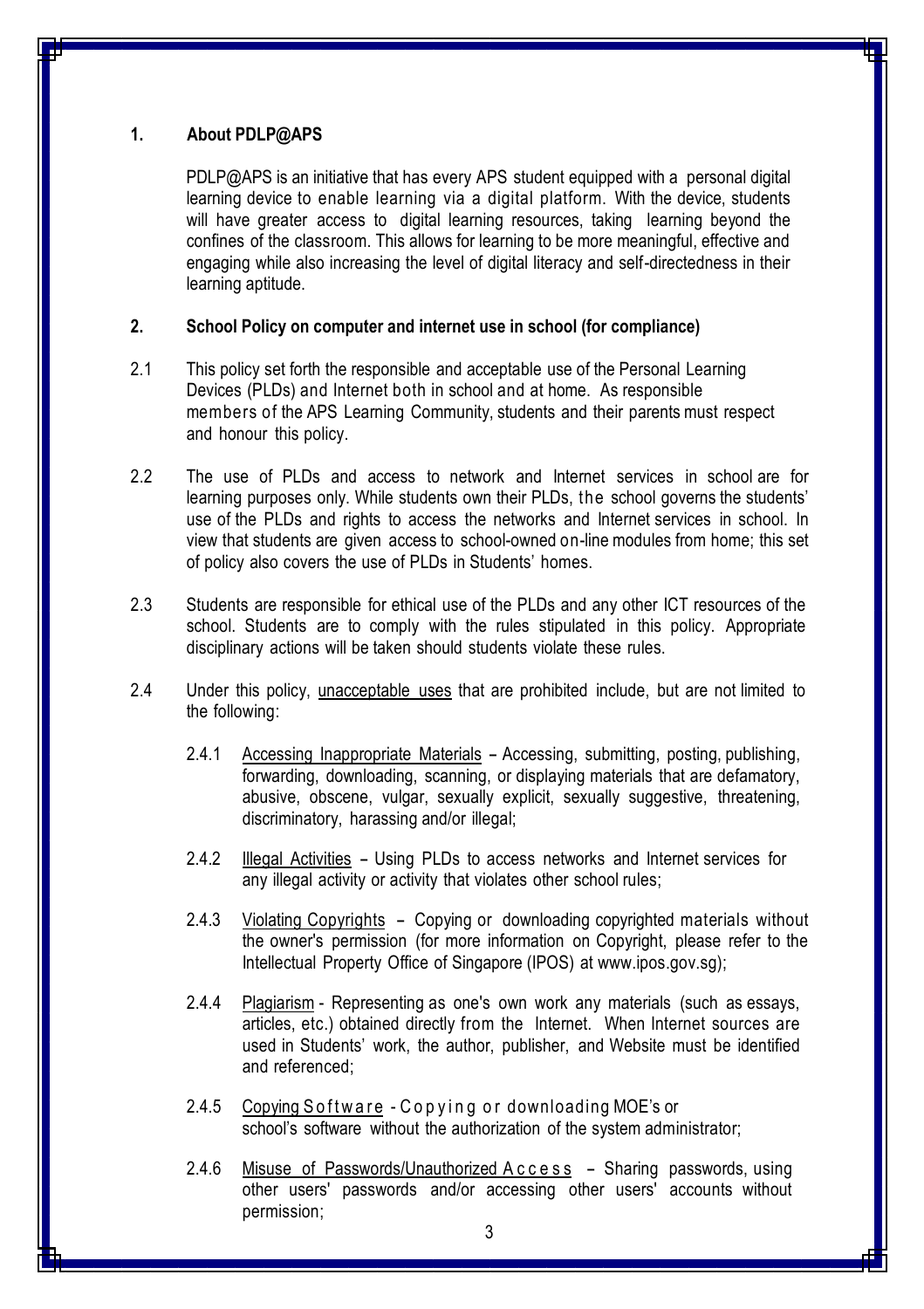## 1. About PDLP@APS

PDLP@APS is an initiative that has every APS student equipped with a personal digital learning device to enable learning via a digital platform. With the device, students will have greater access to digital learning resources, taking learning beyond the confines of the classroom. This allows for learning to be more meaningful, effective and engaging while also increasing the level of digital literacy and self-directedness in their learning aptitude.

## 2. School Policy on computer and internet use in school (for compliance)

2.1 This policy set forth the responsible and acceptable use of the Personal Learning Devices (PLDs) and Internet both in school and at home. As responsible members of the APS Learning Community, students and their parents must respect and honour this policy.

2.2 The use of PLDs and access to network and Internet services in school are for learning purposes only. While students own their PLDs, the school governs the students' use of the PLDs and rights to access the networks and Internet services in school. In view that students are given access to school-owned on-line modules from home; this set of policy also covers the use of PLDs in Students' homes.

2.3 Students are responsible for ethical use of the PLDs and any other ICT resources of the school. Students are to comply with the rules stipulated in this policy. Appropriate disciplinary actions will be taken should students violate these rules.

2.4 Under this policy, <u>unacceptable uses</u> that are prohibited include, but are not limited to the following:

- 2.4.1 <u>Accessing Inappropriate Materials</u> – Accessing, submitting, posting, publishing, forwarding, downloading, scanning, or displaying materials that are defamatory, abusive, obscene, vulgar, sexually explicit, sexually suggestive, threatening, discriminatory, harassing and/or illegal;

- 2.4.2 <u>Illegal Activities</u> – Using PLDs to access networks and Internet services for any illegal activity or activity that violates other school rules;

- 2.4.3 <u>Violating Copyrights</u> – Copying or downloading copyrighted materials without the owner's permission (for more information on Copyright, please refer to the Intellectual Property Office of Singapore (IPOS) at www.ipos.gov.sg);

- 2.4.4 <u>Plagiarism</u> - Representing as one's own work any materials (such as essays, articles, etc.) obtained directly from the Internet. When Internet sources are used in Students' work, the author, publisher, and Website must be identified and referenced;

- 2.4.5 <u>Copying Software</u> - Copying or downloading MOE's or school's software without the authorization of the system administrator;

- 2.4.6 <u>Misuse of Passwords/Unauthorized Access</u> – Sharing passwords, using other users' passwords and/or accessing other users' accounts without permission;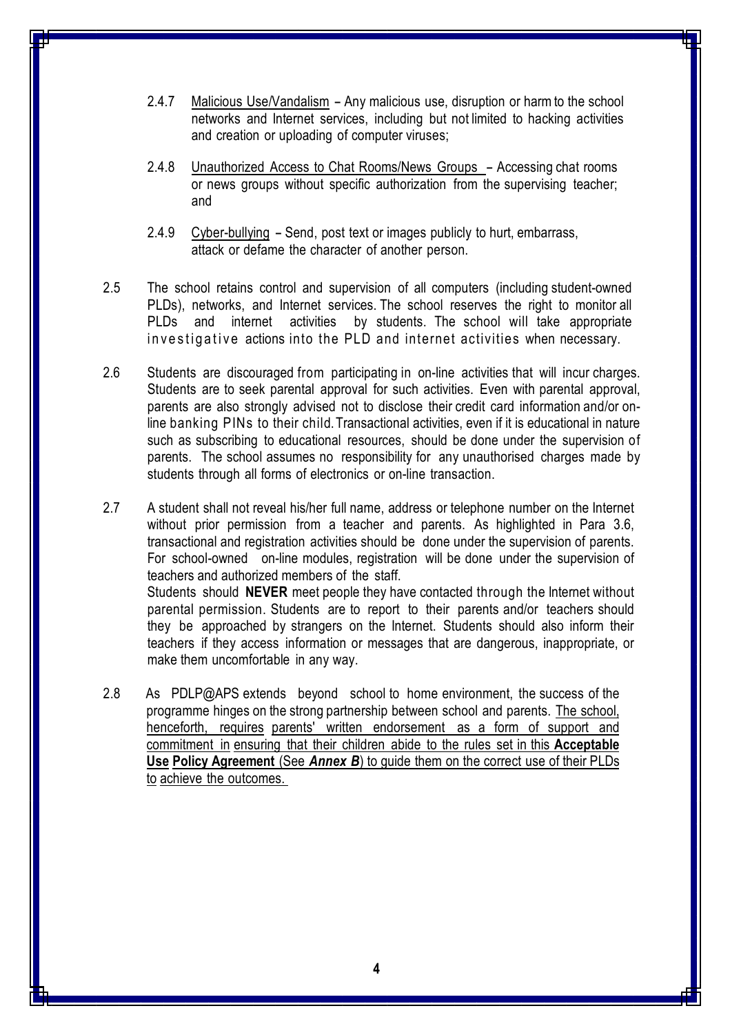2.4.7 <u>Malicious Use/Vandalism</u> – Any malicious use, disruption or harm to the school networks and Internet services, including but not limited to hacking activities and creation or uploading of computer viruses;

2.4.8 <u>Unauthorized Access to Chat Rooms/News Groups</u> – Accessing chat rooms or news groups without specific authorization from the supervising teacher; and

2.4.9 <u>Cyber-bullying</u> – Send, post text or images publicly to hurt, embarrass, attack or defame the character of another person.

2.5 The school retains control and supervision of all computers (including student-owned PLDs), networks, and Internet services. The school reserves the right to monitor all PLDs and internet activities by students. The school will take appropriate investigative actions into the PLD and internet activities when necessary.

2.6 Students are discouraged from participating in on-line activities that will incur charges. Students are to seek parental approval for such activities. Even with parental approval, parents are also strongly advised not to disclose their credit card information and/or on-line banking PINs to their child. Transactional activities, even if it is educational in nature such as subscribing to educational resources, should be done under the supervision of parents. The school assumes no responsibility for any unauthorised charges made by students through all forms of electronics or on-line transaction.

2.7 A student shall not reveal his/her full name, address or telephone number on the Internet without prior permission from a teacher and parents. As highlighted in Para 3.6, transactional and registration activities should be done under the supervision of parents. For school-owned on-line modules, registration will be done under the supervision of teachers and authorized members of the staff.
Students should **NEVER** meet people they have contacted through the Internet without parental permission. Students are to report to their parents and/or teachers should they be approached by strangers on the Internet. Students should also inform their teachers if they access information or messages that are dangerous, inappropriate, or make them uncomfortable in any way.

2.8 As PDLP@APS extends beyond school to home environment, the success of the programme hinges on the strong partnership between school and parents. <u>The school, henceforth, requires parents' written endorsement as a form of support and commitment in ensuring that their children abide to the rules set in this **Acceptable Use Policy Agreement** (See ***Annex B***) to guide them on the correct use of their PLDs to achieve the outcomes.</u>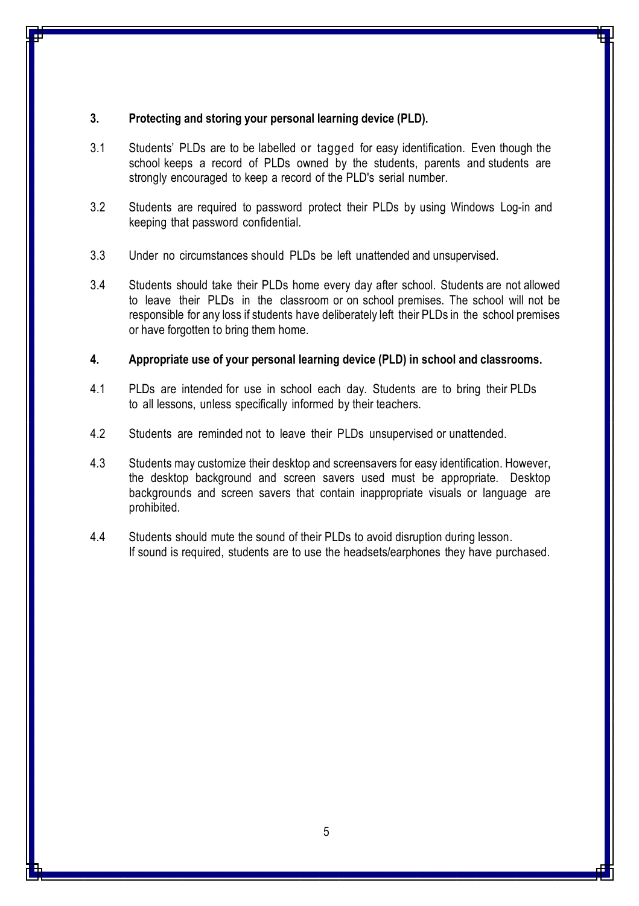### 3. Protecting and storing your personal learning device (PLD).

3.1 Students' PLDs are to be labelled or tagged for easy identification. Even though the school keeps a record of PLDs owned by the students, parents and students are strongly encouraged to keep a record of the PLD's serial number.

3.2 Students are required to password protect their PLDs by using Windows Log-in and keeping that password confidential.

3.3 Under no circumstances should PLDs be left unattended and unsupervised.

3.4 Students should take their PLDs home every day after school. Students are not allowed to leave their PLDs in the classroom or on school premises. The school will not be responsible for any loss if students have deliberately left their PLDs in the school premises or have forgotten to bring them home.

### 4. Appropriate use of your personal learning device (PLD) in school and classrooms.

4.1 PLDs are intended for use in school each day. Students are to bring their PLDs to all lessons, unless specifically informed by their teachers.

4.2 Students are reminded not to leave their PLDs unsupervised or unattended.

4.3 Students may customize their desktop and screensavers for easy identification. However, the desktop background and screen savers used must be appropriate. Desktop backgrounds and screen savers that contain inappropriate visuals or language are prohibited.

4.4 Students should mute the sound of their PLDs to avoid disruption during lesson. If sound is required, students are to use the headsets/earphones they have purchased.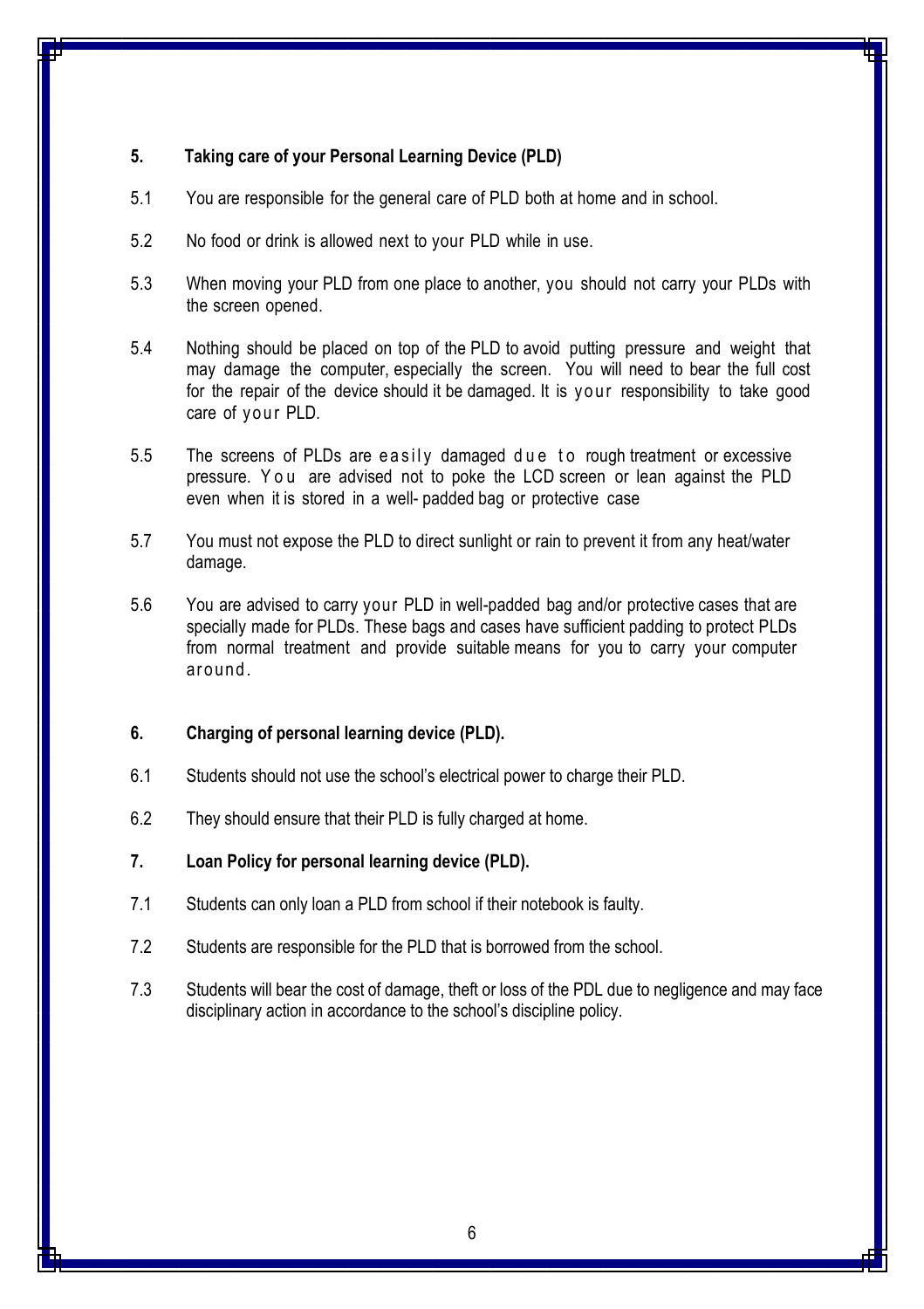## 5. Taking care of your Personal Learning Device (PLD)

5.1 You are responsible for the general care of PLD both at home and in school.

5.2 No food or drink is allowed next to your PLD while in use.

5.3 When moving your PLD from one place to another, you should not carry your PLDs with the screen opened.

5.4 Nothing should be placed on top of the PLD to avoid putting pressure and weight that may damage the computer, especially the screen. You will need to bear the full cost for the repair of the device should it be damaged. It is your responsibility to take good care of your PLD.

5.5 The screens of PLDs are easily damaged due to rough treatment or excessive pressure. You are advised not to poke the LCD screen or lean against the PLD even when it is stored in a well- padded bag or protective case

5.7 You must not expose the PLD to direct sunlight or rain to prevent it from any heat/water damage.

5.6 You are advised to carry your PLD in well-padded bag and/or protective cases that are specially made for PLDs. These bags and cases have sufficient padding to protect PLDs from normal treatment and provide suitable means for you to carry your computer around.

## 6. Charging of personal learning device (PLD).

6.1 Students should not use the school's electrical power to charge their PLD.

6.2 They should ensure that their PLD is fully charged at home.

## 7. Loan Policy for personal learning device (PLD).

7.1 Students can only loan a PLD from school if their notebook is faulty.

7.2 Students are responsible for the PLD that is borrowed from the school.

7.3 Students will bear the cost of damage, theft or loss of the PDL due to negligence and may face disciplinary action in accordance to the school's discipline policy.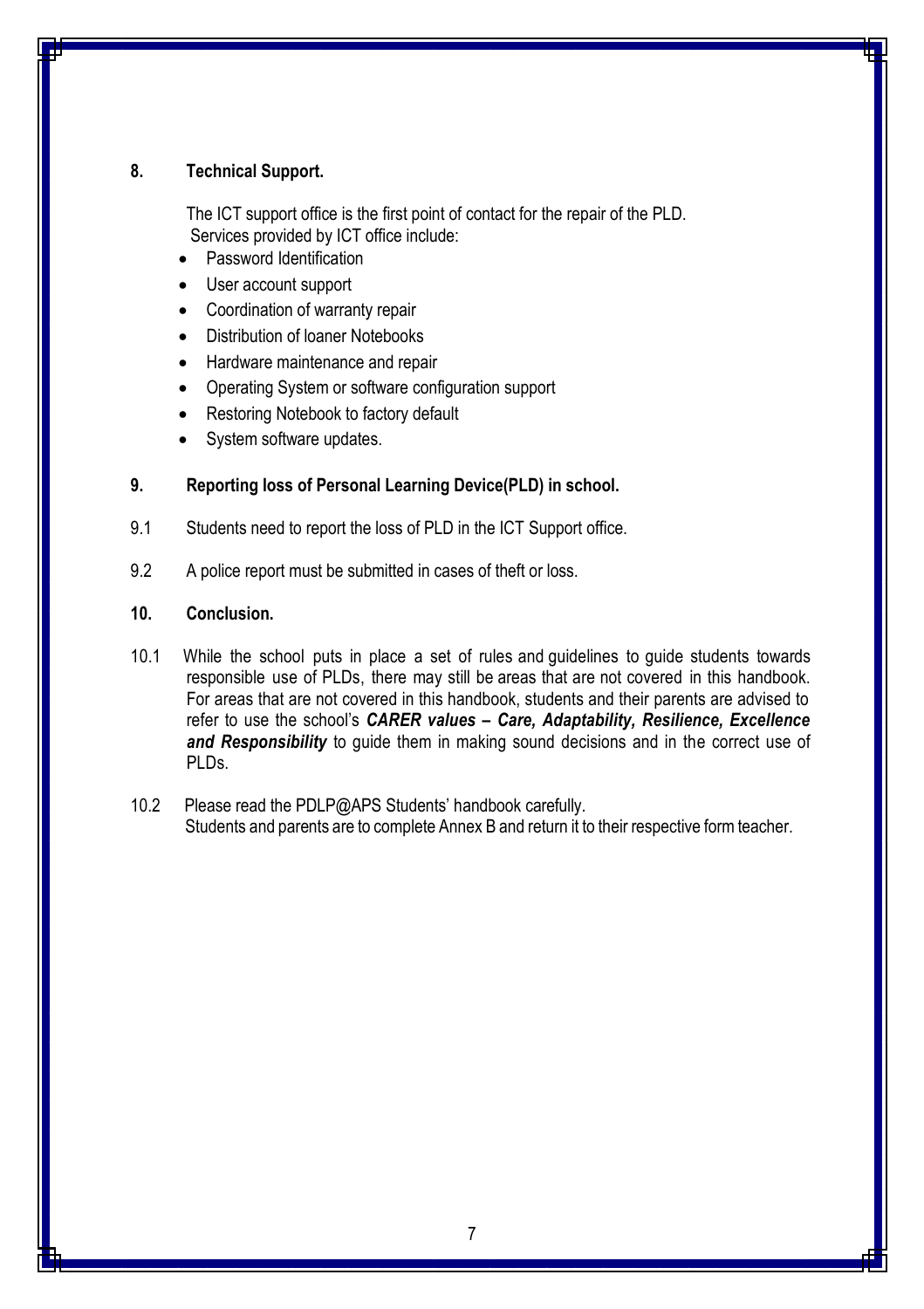## 8. Technical Support.

The ICT support office is the first point of contact for the repair of the PLD.
Services provided by ICT office include:

- Password Identification
- User account support
- Coordination of warranty repair
- Distribution of loaner Notebooks
- Hardware maintenance and repair
- Operating System or software configuration support
- Restoring Notebook to factory default
- System software updates.

## 9. Reporting loss of Personal Learning Device(PLD) in school.

9.1 Students need to report the loss of PLD in the ICT Support office.

9.2 A police report must be submitted in cases of theft or loss.

## 10. Conclusion.

10.1 While the school puts in place a set of rules and guidelines to guide students towards responsible use of PLDs, there may still be areas that are not covered in this handbook. For areas that are not covered in this handbook, students and their parents are advised to refer to use the school's ***CARER values – Care, Adaptability, Resilience, Excellence and Responsibility*** to guide them in making sound decisions and in the correct use of PLDs.

10.2 Please read the PDLP@APS Students' handbook carefully.
Students and parents are to complete Annex B and return it to their respective form teacher.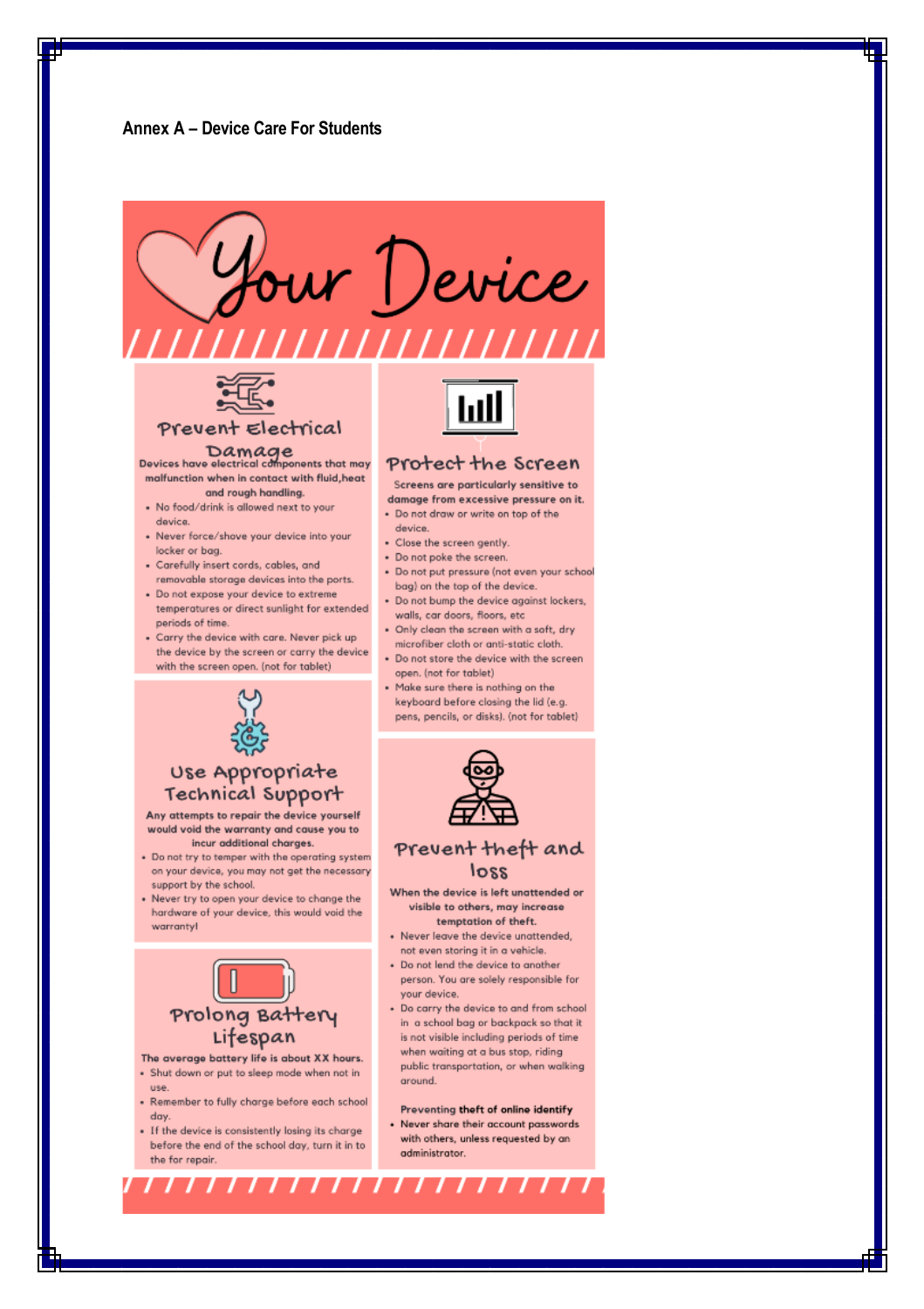**Annex A – Device Care For Students**

# Your Device

## Prevent Electrical Damage

**Devices have electrical components that may malfunction when in contact with fluid,heat and rough handling.**

- No food/drink is allowed next to your device.
- Never force/shove your device into your locker or bag.
- Carefully insert cords, cables, and removable storage devices into the ports.
- Do not expose your device to extreme temperatures or direct sunlight for extended periods of time.
- Carry the device with care. Never pick up the device by the screen or carry the device with the screen open. (not for tablet)

## Use Appropriate Technical Support

**Any attempts to repair the device yourself would void the warranty and cause you to incur additional charges.**

- Do not try to temper with the operating system on your device, you may not get the necessary support by the school.
- Never try to open your device to change the hardware of your device, this would void the warranty!

## Prolong Battery Lifespan

**The average battery life is about XX hours.**

- Shut down or put to sleep mode when not in use.
- Remember to fully charge before each school day.
- If the device is consistently losing its charge before the end of the school day, turn it in to the for repair.

## Protect the Screen

**Screens are particularly sensitive to damage from excessive pressure on it.**

- Do not draw or write on top of the device.
- Close the screen gently.
- Do not poke the screen.
- Do not put pressure (not even your school bag) on the top of the device.
- Do not bump the device against lockers, walls, car doors, floors, etc
- Only clean the screen with a soft, dry microfiber cloth or anti-static cloth.
- Do not store the device with the screen open. (not for tablet)
- Make sure there is nothing on the keyboard before closing the lid (e.g. pens, pencils, or disks). (not for tablet)

## Prevent theft and loss

**When the device is left unattended or visible to others, may increase temptation of theft.**

- Never leave the device unattended, not even storing it in a vehicle.
- Do not lend the device to another person. You are solely responsible for your device.
- Do carry the device to and from school in a school bag or backpack so that it is not visible including periods of time when waiting at a bus stop, riding public transportation, or when walking around.

**Preventing theft of online identify**

- Never share their account passwords with others, unless requested by an administrator.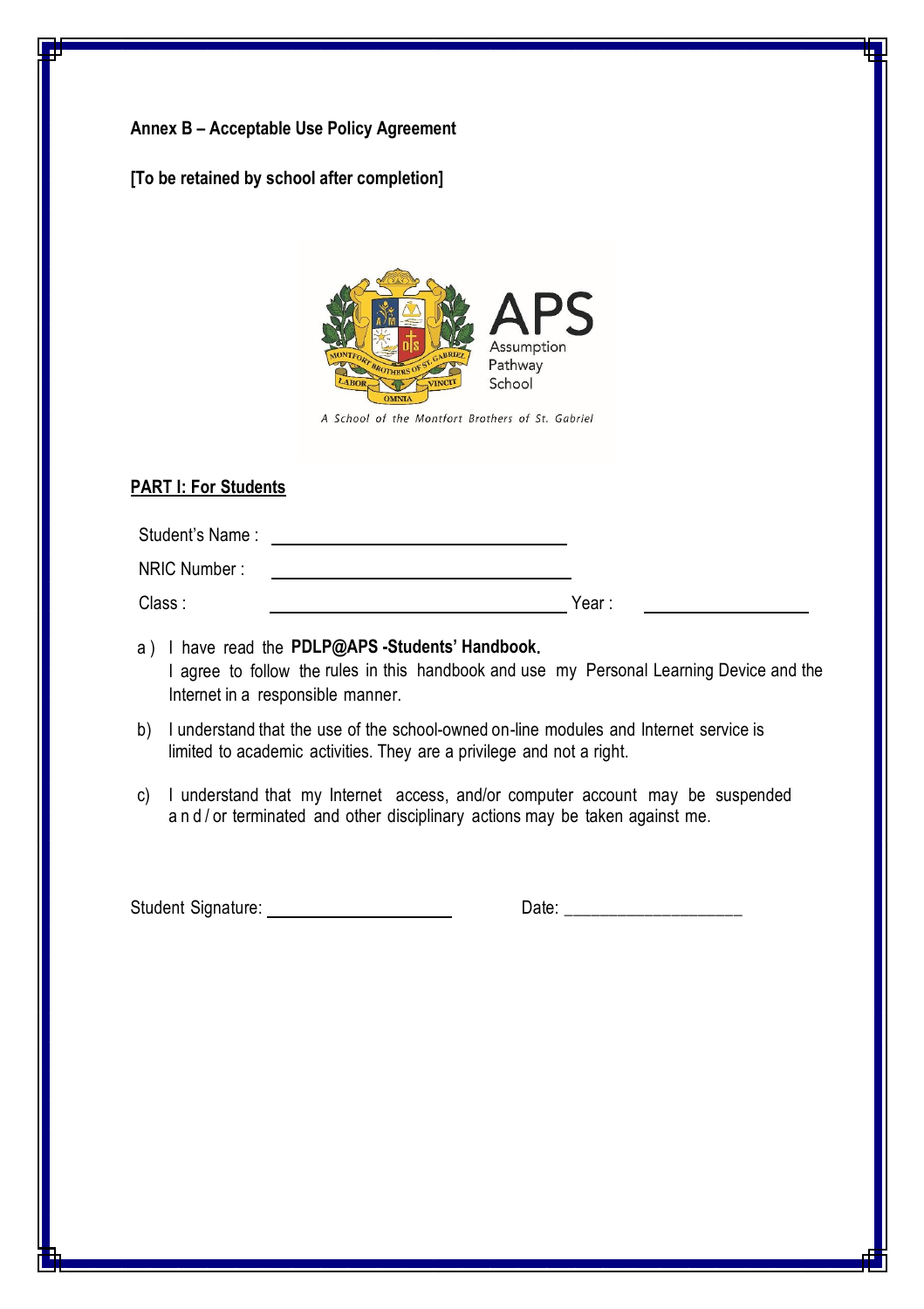**Annex B – Acceptable Use Policy Agreement**

**[To be retained by school after completion]**

APS
Assumption Pathway School

*A School of the Montfort Brothers of St. Gabriel*

**PART I: For Students**

Student's Name : ______________________________

NRIC Number : ______________________________

Class : ______________________________ Year : __________________

a ) I have read the **PDLP@APS -Students' Handbook.**
I agree to follow the rules in this handbook and use my Personal Learning Device and the Internet in a responsible manner.

b) I understand that the use of the school-owned on-line modules and Internet service is limited to academic activities. They are a privilege and not a right.

c) I understand that my Internet access, and/or computer account may be suspended and/or terminated and other disciplinary actions may be taken against me.

Student Signature: ____________________ Date: ____________________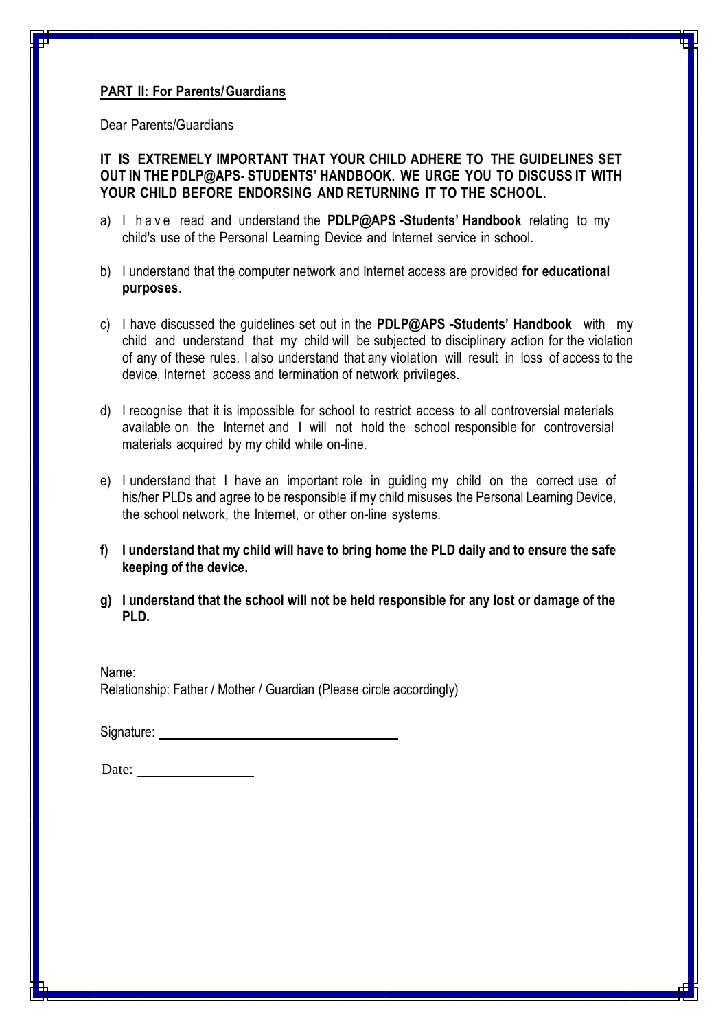**PART II: For Parents/Guardians**

Dear Parents/Guardians

**IT IS EXTREMELY IMPORTANT THAT YOUR CHILD ADHERE TO THE GUIDELINES SET OUT IN THE PDLP@APS- STUDENTS' HANDBOOK. WE URGE YOU TO DISCUSS IT WITH YOUR CHILD BEFORE ENDORSING AND RETURNING IT TO THE SCHOOL.**

a) I have read and understand the **PDLP@APS -Students' Handbook** relating to my child's use of the Personal Learning Device and Internet service in school.

b) I understand that the computer network and Internet access are provided **for educational purposes**.

c) I have discussed the guidelines set out in the **PDLP@APS -Students' Handbook** with my child and understand that my child will be subjected to disciplinary action for the violation of any of these rules. I also understand that any violation will result in loss of access to the device, Internet access and termination of network privileges.

d) I recognise that it is impossible for school to restrict access to all controversial materials available on the Internet and I will not hold the school responsible for controversial materials acquired by my child while on-line.

e) I understand that I have an important role in guiding my child on the correct use of his/her PLDs and agree to be responsible if my child misuses the Personal Learning Device, the school network, the Internet, or other on-line systems.

**f) I understand that my child will have to bring home the PLD daily and to ensure the safe keeping of the device.**

**g) I understand that the school will not be held responsible for any lost or damage of the PLD.**

Name: ______________________________

Relationship: Father / Mother / Guardian (Please circle accordingly)

Signature: ______________________________

Date: ________________